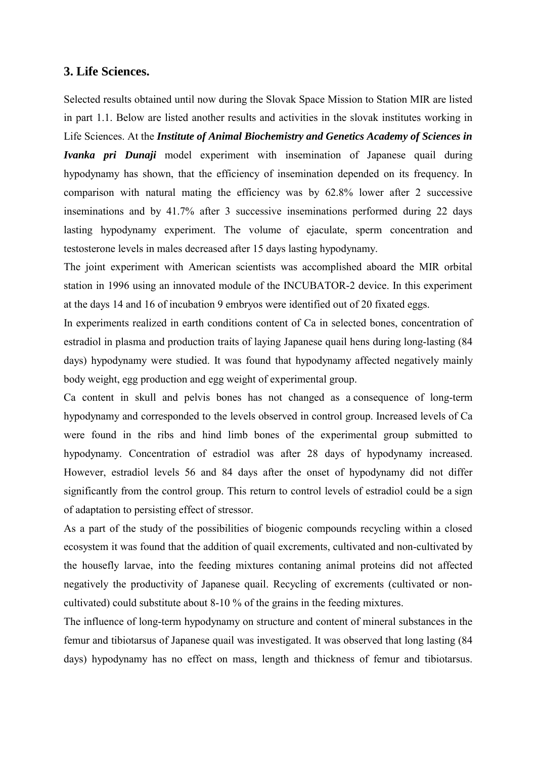## 3. Life Sciences.

Selected results obtained until now during the Slovak Space Mission to Station MIR are listed in part 1.1. Below are listed another results and activities in the slovak institutes working in Life Sciences. At the ***Institute of Animal Biochemistry and Genetics Academy of Sciences in Ivanka pri Dunaji*** model experiment with insemination of Japanese quail during hypodynamy has shown, that the efficiency of insemination depended on its frequency. In comparison with natural mating the efficiency was by 62.8% lower after 2 successive inseminations and by 41.7% after 3 successive inseminations performed during 22 days lasting hypodynamy experiment. The volume of ejaculate, sperm concentration and testosterone levels in males decreased after 15 days lasting hypodynamy.

The joint experiment with American scientists was accomplished aboard the MIR orbital station in 1996 using an innovated module of the INCUBATOR-2 device. In this experiment at the days 14 and 16 of incubation 9 embryos were identified out of 20 fixated eggs.

In experiments realized in earth conditions content of Ca in selected bones, concentration of estradiol in plasma and production traits of laying Japanese quail hens during long-lasting (84 days) hypodynamy were studied. It was found that hypodynamy affected negatively mainly body weight, egg production and egg weight of experimental group.

Ca content in skull and pelvis bones has not changed as a consequence of long-term hypodynamy and corresponded to the levels observed in control group. Increased levels of Ca were found in the ribs and hind limb bones of the experimental group submitted to hypodynamy. Concentration of estradiol was after 28 days of hypodynamy increased. However, estradiol levels 56 and 84 days after the onset of hypodynamy did not differ significantly from the control group. This return to control levels of estradiol could be a sign of adaptation to persisting effect of stressor.

As a part of the study of the possibilities of biogenic compounds recycling within a closed ecosystem it was found that the addition of quail excrements, cultivated and non-cultivated by the housefly larvae, into the feeding mixtures contaning animal proteins did not affected negatively the productivity of Japanese quail. Recycling of excrements (cultivated or non-cultivated) could substitute about 8-10 % of the grains in the feeding mixtures.

The influence of long-term hypodynamy on structure and content of mineral substances in the femur and tibiotarsus of Japanese quail was investigated. It was observed that long lasting (84 days) hypodynamy has no effect on mass, length and thickness of femur and tibiotarsus.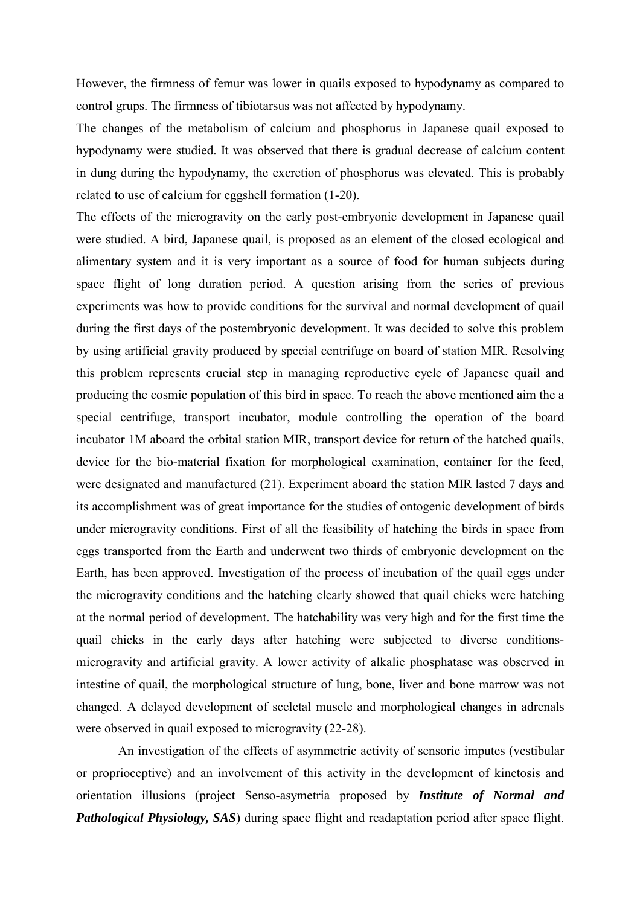However, the firmness of femur was lower in quails exposed to hypodynamy as compared to control grups. The firmness of tibiotarsus was not affected by hypodynamy.

The changes of the metabolism of calcium and phosphorus in Japanese quail exposed to hypodynamy were studied. It was observed that there is gradual decrease of calcium content in dung during the hypodynamy, the excretion of phosphorus was elevated. This is probably related to use of calcium for eggshell formation (1-20).

The effects of the microgravity on the early post-embryonic development in Japanese quail were studied. A bird, Japanese quail, is proposed as an element of the closed ecological and alimentary system and it is very important as a source of food for human subjects during space flight of long duration period. A question arising from the series of previous experiments was how to provide conditions for the survival and normal development of quail during the first days of the postembryonic development. It was decided to solve this problem by using artificial gravity produced by special centrifuge on board of station MIR. Resolving this problem represents crucial step in managing reproductive cycle of Japanese quail and producing the cosmic population of this bird in space. To reach the above mentioned aim the a special centrifuge, transport incubator, module controlling the operation of the board incubator 1M aboard the orbital station MIR, transport device for return of the hatched quails, device for the bio-material fixation for morphological examination, container for the feed, were designated and manufactured (21). Experiment aboard the station MIR lasted 7 days and its accomplishment was of great importance for the studies of ontogenic development of birds under micrograviry conditions. First of all the feasibility of hatching the birds in space from eggs transported from the Earth and underwent two thirds of embryonic development on the Earth, has been approved. Investigation of the process of incubation of the quail eggs under the microgravity conditions and the hatching clearly showed that quail chicks were hatching at the normal period of development. The hatchability was very high and for the first time the quail chicks in the early days after hatching were subjected to diverse conditions-microgravity and artificial gravity. A lower activity of alkalic phosphatase was observed in intestine of quail, the morphological structure of lung, bone, liver and bone marrow was not changed. A delayed development of sceletal muscle and morphological changes in adrenals were observed in quail exposed to microgravity (22-28).

An investigation of the effects of asymmetric activity of sensoric imputes (vestibular or proprioceptive) and an involvement of this activity in the development of kinetosis and orientation illusions (project Senso-asymetria proposed by ***Institute of Normal and Pathological Physiology, SAS***) during space flight and readaptation period after space flight.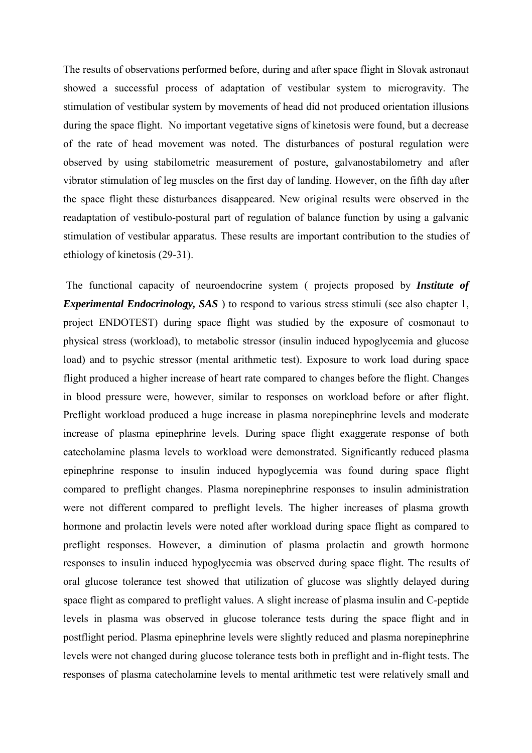The results of observations performed before, during and after space flight in Slovak astronaut showed a successful process of adaptation of vestibular system to microgravity. The stimulation of vestibular system by movements of head did not produced orientation illusions during the space flight. No important vegetative signs of kinetosis were found, but a decrease of the rate of head movement was noted. The disturbances of postural regulation were observed by using stabilometric measurement of posture, galvanostabilometry and after vibrator stimulation of leg muscles on the first day of landing. However, on the fifth day after the space flight these disturbances disappeared. New original results were observed in the readaptation of vestibulo-postural part of regulation of balance function by using a galvanic stimulation of vestibular apparatus. These results are important contribution to the studies of ethiology of kinetosis (29-31).

The functional capacity of neuroendocrine system ( projects proposed by ***Institute of Experimental Endocrinology, SAS*** ) to respond to various stress stimuli (see also chapter 1, project ENDOTEST) during space flight was studied by the exposure of cosmonaut to physical stress (workload), to metabolic stressor (insulin induced hypoglycemia and glucose load) and to psychic stressor (mental arithmetic test). Exposure to work load during space flight produced a higher increase of heart rate compared to changes before the flight. Changes in blood pressure were, however, similar to responses on workload before or after flight. Preflight workload produced a huge increase in plasma norepinephrine levels and moderate increase of plasma epinephrine levels. During space flight exaggerate response of both catecholamine plasma levels to workload were demonstrated. Significantly reduced plasma epinephrine response to insulin induced hypoglycemia was found during space flight compared to preflight changes. Plasma norepinephrine responses to insulin administration were not different compared to preflight levels. The higher increases of plasma growth hormone and prolactin levels were noted after workload during space flight as compared to preflight responses. However, a diminution of plasma prolactin and growth hormone responses to insulin induced hypoglycemia was observed during space flight. The results of oral glucose tolerance test showed that utilization of glucose was slightly delayed during space flight as compared to preflight values. A slight increase of plasma insulin and C-peptide levels in plasma was observed in glucose tolerance tests during the space flight and in postflight period. Plasma epinephrine levels were slightly reduced and plasma norepinephrine levels were not changed during glucose tolerance tests both in preflight and in-flight tests. The responses of plasma catecholamine levels to mental arithmetic test were relatively small and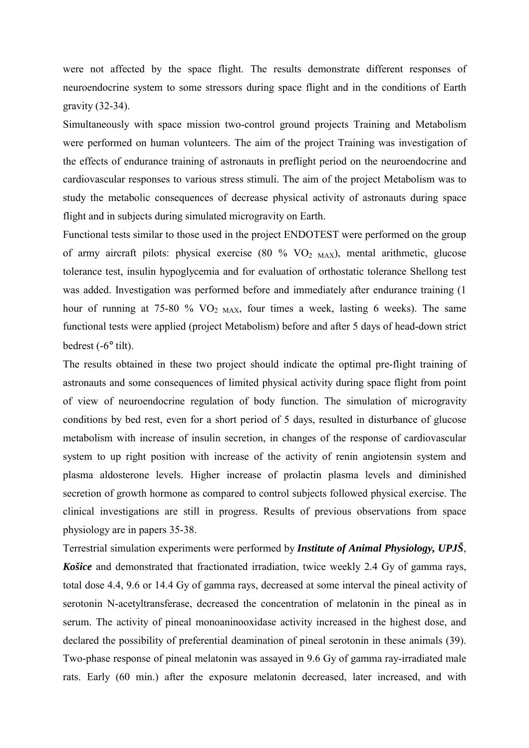were not affected by the space flight. The results demonstrate different responses of neuroendocrine system to some stressors during space flight and in the conditions of Earth gravity (32-34).

Simultaneously with space mission two-control ground projects Training and Metabolism were performed on human volunteers. The aim of the project Training was investigation of the effects of endurance training of astronauts in preflight period on the neuroendocrine and cardiovascular responses to various stress stimuli. The aim of the project Metabolism was to study the metabolic consequences of decrease physical activity of astronauts during space flight and in subjects during simulated microgravity on Earth.

Functional tests similar to those used in the project ENDOTEST were performed on the group of army aircraft pilots: physical exercise (80 % $VO_{2\ MAX}$), mental arithmetic, glucose tolerance test, insulin hypoglycemia and for evaluation of orthostatic tolerance Shellong test was added. Investigation was performed before and immediately after endurance training (1 hour of running at 75-80 % $VO_{2\ MAX}$, four times a week, lasting 6 weeks). The same functional tests were applied (project Metabolism) before and after 5 days of head-down strict bedrest (-6° tilt).

The results obtained in these two project should indicate the optimal pre-flight training of astronauts and some consequences of limited physical activity during space flight from point of view of neuroendocrine regulation of body function. The simulation of microgravity conditions by bed rest, even for a short period of 5 days, resulted in disturbance of glucose metabolism with increase of insulin secretion, in changes of the response of cardiovascular system to up right position with increase of the activity of renin angiotensin system and plasma aldosterone levels. Higher increase of prolactin plasma levels and diminished secretion of growth hormone as compared to control subjects followed physical exercise. The clinical investigations are still in progress. Results of previous observations from space physiology are in papers 35-38.

Terrestrial simulation experiments were performed by ***Institute of Animal Physiology, UPJŠ***, ***Košice*** and demonstrated that fractionated irradiation, twice weekly 2.4 Gy of gamma rays, total dose 4.4, 9.6 or 14.4 Gy of gamma rays, decreased at some interval the pineal activity of serotonin N-acetyltransferase, decreased the concentration of melatonin in the pineal as in serum. The activity of pineal monoaninooxidase activity increased in the highest dose, and declared the possibility of preferential deamination of pineal serotonin in these animals (39). Two-phase response of pineal melatonin was assayed in 9.6 Gy of gamma ray-irradiated male rats. Early (60 min.) after the exposure melatonin decreased, later increased, and with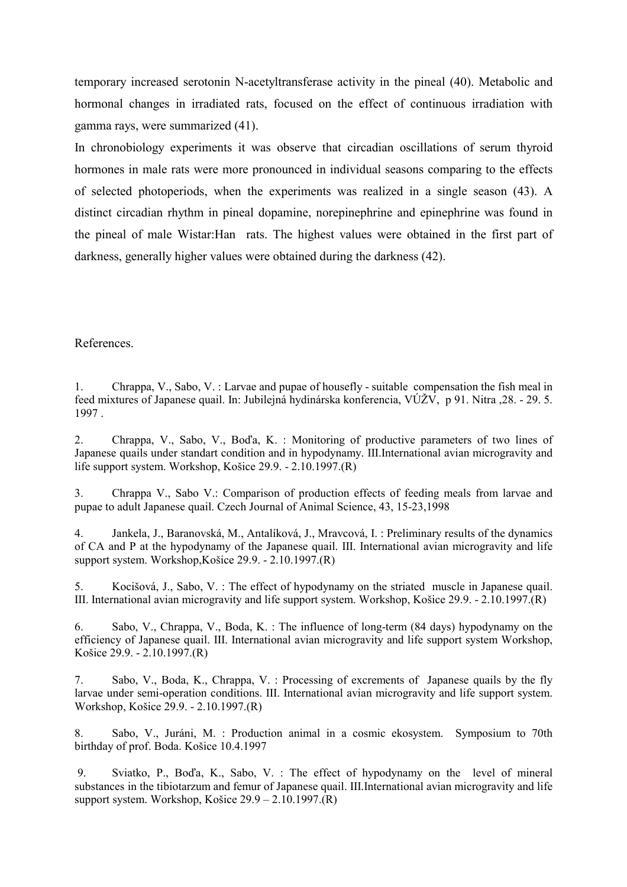temporary increased serotonin N-acetyltransferase activity in the pineal (40). Metabolic and hormonal changes in irradiated rats, focused on the effect of continuous irradiation with gamma rays, were summarized (41).

In chronobiology experiments it was observe that circadian oscillations of serum thyroid hormones in male rats were more pronounced in individual seasons comparing to the effects of selected photoperiods, when the experiments was realized in a single season (43). A distinct circadian rhythm in pineal dopamine, norepinephrine and epinephrine was found in the pineal of male Wistar:Han rats. The highest values were obtained in the first part of darkness, generally higher values were obtained during the darkness (42).

References.

1. Chrappa, V., Sabo, V. : Larvae and pupae of housefly - suitable compensation the fish meal in feed mixtures of Japanese quail. In: Jubilejná hydinárska konferencia, VÚŽV, p 91. Nitra ,28. - 29. 5. 1997 .

2. Chrappa, V., Sabo, V., Boďa, K. : Monitoring of productive parameters of two lines of Japanese quails under standart condition and in hypodynamy. III.International avian microgravity and life support system. Workshop, Košice 29.9. - 2.10.1997.(R)

3. Chrappa V., Sabo V.: Comparison of production effects of feeding meals from larvae and pupae to adult Japanese quail. Czech Journal of Animal Science, 43, 15-23,1998

4. Jankela, J., Baranovská, M., Antalíková, J., Mravcová, I. : Preliminary results of the dynamics of CA and P at the hypodynamy of the Japanese quail. III. International avian microgravity and life support system. Workshop,Košice 29.9. - 2.10.1997.(R)

5. Kocišová, J., Sabo, V. : The effect of hypodynamy on the striated muscle in Japanese quail. III. International avian microgravity and life support system. Workshop, Košice 29.9. - 2.10.1997.(R)

6. Sabo, V., Chrappa, V., Boda, K. : The influence of long-term (84 days) hypodynamy on the efficiency of Japanese quail. III. International avian microgravity and life support system Workshop, Košice 29.9. - 2.10.1997.(R)

7. Sabo, V., Boda, K., Chrappa, V. : Processing of excrements of Japanese quails by the fly larvae under semi-operation conditions. III. International avian microgravity and life support system. Workshop, Košice 29.9. - 2.10.1997.(R)

8. Sabo, V., Juráni, M. : Production animal in a cosmic ekosystem. Symposium to 70th birthday of prof. Boda. Košice 10.4.1997

9. Sviatko, P., Boďa, K., Sabo, V. : The effect of hypodynamy on the level of mineral substances in the tibiotarzum and femur of Japanese quail. III.International avian microgravity and life support system. Workshop, Košice 29.9 – 2.10.1997.(R)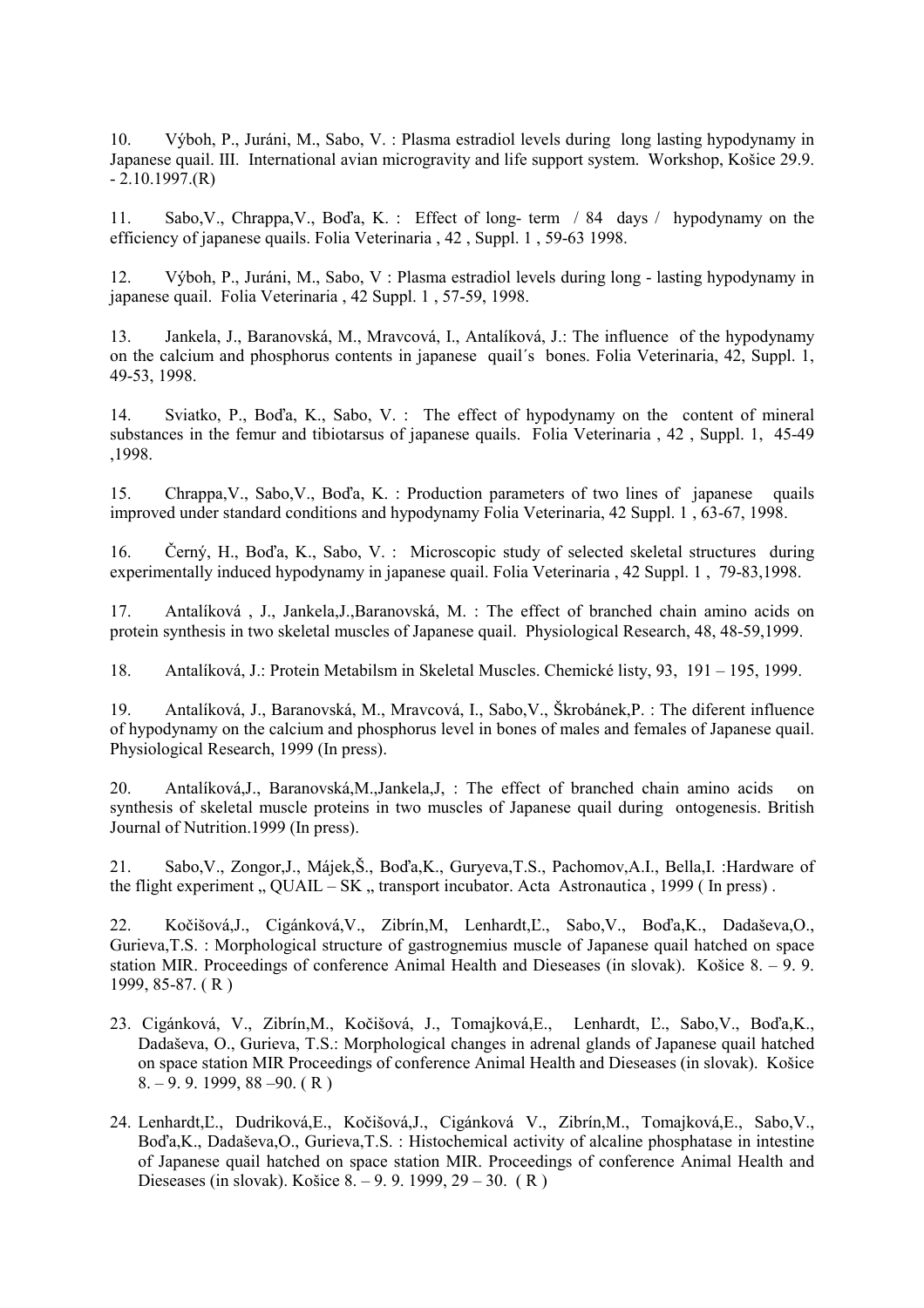10. Výboh, P., Juráni, M., Sabo, V. : Plasma estradiol levels during long lasting hypodynamy in Japanese quail. III. International avian microgravity and life support system. Workshop, Košice 29.9. - 2.10.1997.(R)

11. Sabo,V., Chrappa,V., Boďa, K. : Effect of long- term / 84 days / hypodynamy on the efficiency of japanese quails. Folia Veterinaria , 42 , Suppl. 1 , 59-63 1998.

12. Výboh, P., Juráni, M., Sabo, V : Plasma estradiol levels during long - lasting hypodynamy in japanese quail. Folia Veterinaria , 42 Suppl. 1 , 57-59, 1998.

13. Jankela, J., Baranovská, M., Mravcová, I., Antalíková, J.: The influence of the hypodynamy on the calcium and phosphorus contents in japanese quail´s bones. Folia Veterinaria, 42, Suppl. 1, 49-53, 1998.

14. Sviatko, P., Boďa, K., Sabo, V. : The effect of hypodynamy on the content of mineral substances in the femur and tibiotarsus of japanese quails. Folia Veterinaria , 42 , Suppl. 1, 45-49 ,1998.

15. Chrappa,V., Sabo,V., Boďa, K. : Production parameters of two lines of japanese quails improved under standard conditions and hypodynamy Folia Veterinaria, 42 Suppl. 1 , 63-67, 1998.

16. Černý, H., Boďa, K., Sabo, V. : Microscopic study of selected skeletal structures during experimentally induced hypodynamy in japanese quail. Folia Veterinaria , 42 Suppl. 1 , 79-83,1998.

17. Antalíková , J., Jankela,J.,Baranovská, M. : The effect of branched chain amino acids on protein synthesis in two skeletal muscles of Japanese quail. Physiological Research, 48, 48-59,1999.

18. Antalíková, J.: Protein Metabilsm in Skeletal Muscles. Chemické listy, 93, 191 – 195, 1999.

19. Antalíková, J., Baranovská, M., Mravcová, I., Sabo,V., Škrobánek,P. : The diferent influence of hypodynamy on the calcium and phosphorus level in bones of males and females of Japanese quail. Physiological Research, 1999 (In press).

20. Antalíková,J., Baranovská,M.,Jankela,J, : The effect of branched chain amino acids on synthesis of skeletal muscle proteins in two muscles of Japanese quail during ontogenesis. British Journal of Nutrition.1999 (In press).

21. Sabo,V., Zongor,J., Májek,Š., Boďa,K., Guryeva,T.S., Pachomov,A.I., Bella,I. :Hardware of the flight experiment „ QUAIL – SK „ transport incubator. Acta Astronautica , 1999 ( In press) .

22. Kočišová,J., Cigánková,V., Zibrín,M, Lenhardt,Ľ., Sabo,V., Boďa,K., Dadaševa,O., Gurieva,T.S. : Morphological structure of gastrognemius muscle of Japanese quail hatched on space station MIR. Proceedings of conference Animal Health and Dieseases (in slovak). Košice 8. – 9. 9. 1999, 85-87. ( R )

23. Cigánková, V., Zibrín,M., Kočišová, J., Tomajková,E., Lenhardt, Ľ., Sabo,V., Boďa,K., Dadaševa, O., Gurieva, T.S.: Morphological changes in adrenal glands of Japanese quail hatched on space station MIR Proceedings of conference Animal Health and Dieseases (in slovak). Košice 8. – 9. 9. 1999, 88 –90. ( R )

24. Lenhardt,Ľ., Dudriková,E., Kočišová,J., Cigánková V., Zibrín,M., Tomajková,E., Sabo,V., Boďa,K., Dadaševa,O., Gurieva,T.S. : Histochemical activity of alcaline phosphatase in intestine of Japanese quail hatched on space station MIR. Proceedings of conference Animal Health and Dieseases (in slovak). Košice 8. – 9. 9. 1999, 29 – 30. ( R )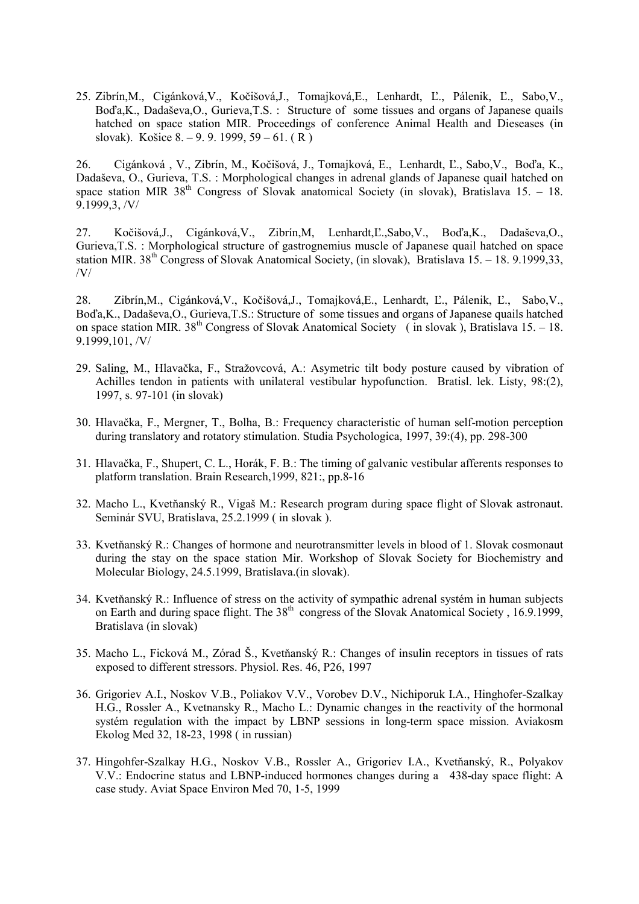25. Zibrín,M., Cigánková,V., Kočišová,J., Tomajková,E., Lenhardt, Ľ., Pálenik, Ľ., Sabo,V., Boďa,K., Dadaševa,O., Gurieva,T.S. : Structure of some tissues and organs of Japanese quails hatched on space station MIR. Proceedings of conference Animal Health and Dieseases (in slovak). Košice 8. – 9. 9. 1999, 59 – 61. ( R )

26. Cigánková , V., Zibrín, M., Kočišová, J., Tomajková, E., Lenhardt, Ľ., Sabo,V., Boďa, K., Dadaševa, O., Gurieva, T.S. : Morphological changes in adrenal glands of Japanese quail hatched on space station MIR 38th Congress of Slovak anatomical Society (in slovak), Bratislava 15. – 18. 9.1999,3, /V/

27. Kočišová,J., Cigánková,V., Zibrín,M, Lenhardt,Ľ.,Sabo,V., Boďa,K., Dadaševa,O., Gurieva,T.S. : Morphological structure of gastrognemius muscle of Japanese quail hatched on space station MIR. 38th Congress of Slovak Anatomical Society, (in slovak), Bratislava 15. – 18. 9.1999,33, /V/

28. Zibrín,M., Cigánková,V., Kočišová,J., Tomajková,E., Lenhardt, Ľ., Pálenik, Ľ., Sabo,V., Boďa,K., Dadaševa,O., Gurieva,T.S.: Structure of some tissues and organs of Japanese quails hatched on space station MIR. 38th Congress of Slovak Anatomical Society ( in slovak ), Bratislava 15. – 18. 9.1999,101, /V/

29. Saling, M., Hlavačka, F., Stražovcová, A.: Asymetric tilt body posture caused by vibration of Achilles tendon in patients with unilateral vestibular hypofunction. Bratisl. lek. Listy, 98:(2), 1997, s. 97-101 (in slovak)

30. Hlavačka, F., Mergner, T., Bolha, B.: Frequency characteristic of human self-motion perception during translatory and rotatory stimulation. Studia Psychologica, 1997, 39:(4), pp. 298-300

31. Hlavačka, F., Shupert, C. L., Horák, F. B.: The timing of galvanic vestibular afferents responses to platform translation. Brain Research,1999, 821:, pp.8-16

32. Macho L., Kvetňanský R., Vigaš M.: Research program during space flight of Slovak astronaut. Seminár SVU, Bratislava, 25.2.1999 ( in slovak ).

33. Kvetňanský R.: Changes of hormone and neurotransmitter levels in blood of 1. Slovak cosmonaut during the stay on the space station Mir. Workshop of Slovak Society for Biochemistry and Molecular Biology, 24.5.1999, Bratislava.(in slovak).

34. Kvetňanský R.: Influence of stress on the activity of sympathic adrenal systém in human subjects on Earth and during space flight. The 38th congress of the Slovak Anatomical Society , 16.9.1999, Bratislava (in slovak)

35. Macho L., Ficková M., Zórad Š., Kvetňanský R.: Changes of insulin receptors in tissues of rats exposed to different stressors. Physiol. Res. 46, P26, 1997

36. Grigoriev A.I., Noskov V.B., Poliakov V.V., Vorobev D.V., Nichiporuk I.A., Hinghofer-Szalkay H.G., Rossler A., Kvetnansky R., Macho L.: Dynamic changes in the reactivity of the hormonal systém regulation with the impact by LBNP sessions in long-term space mission. Aviakosm Ekolog Med 32, 18-23, 1998 ( in russian)

37. Hingohfer-Szalkay H.G., Noskov V.B., Rossler A., Grigoriev I.A., Kvetňanský, R., Polyakov V.V.: Endocrine status and LBNP-induced hormones changes during a 438-day space flight: A case study. Aviat Space Environ Med 70, 1-5, 1999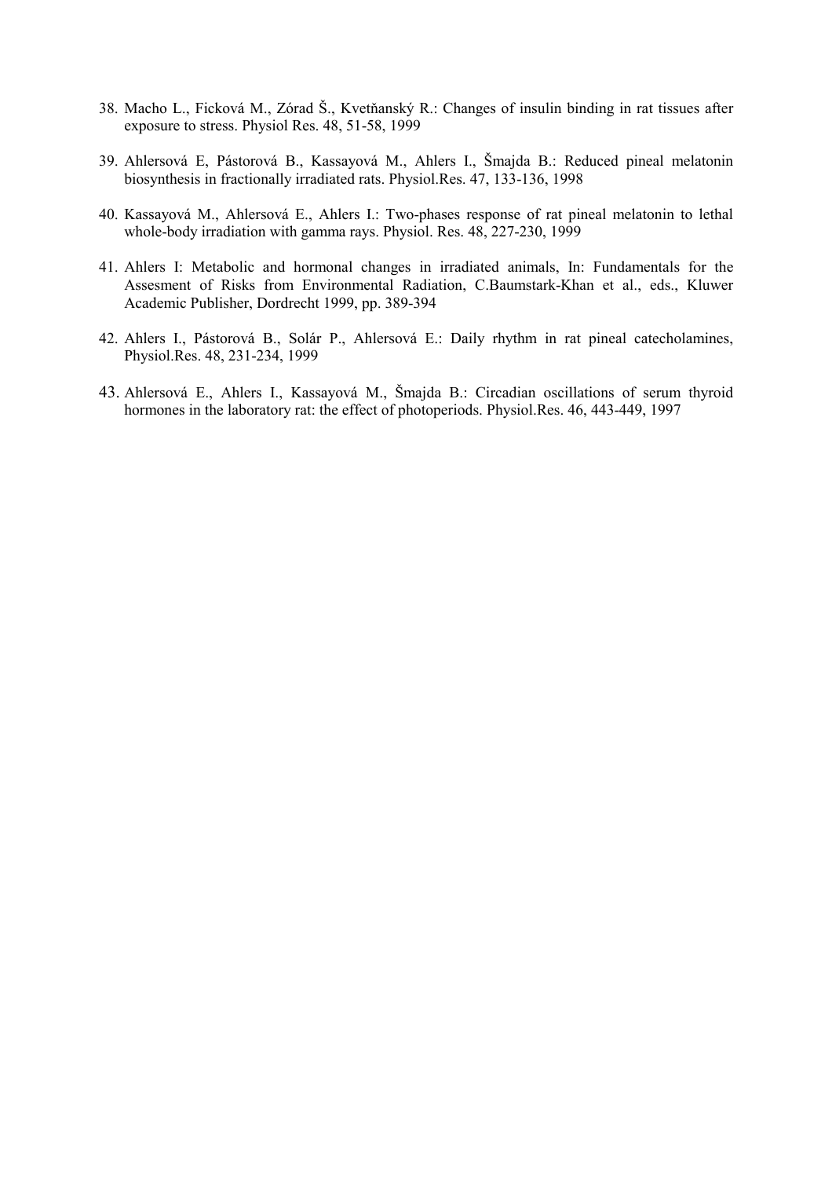38. Macho L., Ficková M., Zórad Š., Kvetňanský R.: Changes of insulin binding in rat tissues after exposure to stress. Physiol Res. 48, 51-58, 1999

39. Ahlersová E, Pástorová B., Kassayová M., Ahlers I., Šmajda B.: Reduced pineal melatonin biosynthesis in fractionally irradiated rats. Physiol.Res. 47, 133-136, 1998

40. Kassayová M., Ahlersová E., Ahlers I.: Two-phases response of rat pineal melatonin to lethal whole-body irradiation with gamma rays. Physiol. Res. 48, 227-230, 1999

41. Ahlers I: Metabolic and hormonal changes in irradiated animals, In: Fundamentals for the Assesment of Risks from Environmental Radiation, C.Baumstark-Khan et al., eds., Kluwer Academic Publisher, Dordrecht 1999, pp. 389-394

42. Ahlers I., Pástorová B., Solár P., Ahlersová E.: Daily rhythm in rat pineal catecholamines, Physiol.Res. 48, 231-234, 1999

43. Ahlersová E., Ahlers I., Kassayová M., Šmajda B.: Circadian oscillations of serum thyroid hormones in the laboratory rat: the effect of photoperiods. Physiol.Res. 46, 443-449, 1997